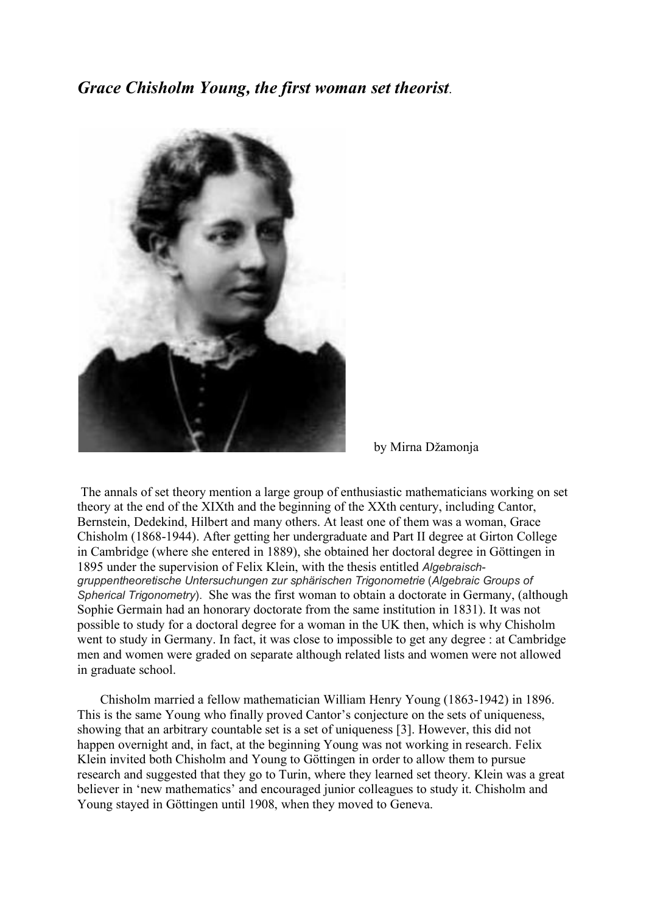# *Grace Chisholm Young, the first woman set theorist.*

by Mirna Džamonja

The annals of set theory mention a large group of enthusiastic mathematicians working on set theory at the end of the XIXth and the beginning of the XXth century, including Cantor, Bernstein, Dedekind, Hilbert and many others. At least one of them was a woman, Grace Chisholm (1868-1944). After getting her undergraduate and Part II degree at Girton College in Cambridge (where she entered in 1889), she obtained her doctoral degree in Göttingen in 1895 under the supervision of Felix Klein, with the thesis entitled *Algebraisch-gruppentheoretische Untersuchungen zur sphärischen Trigonometrie* (*Algebraic Groups of Spherical Trigonometry*). She was the first woman to obtain a doctorate in Germany, (although Sophie Germain had an honorary doctorate from the same institution in 1831). It was not possible to study for a doctoral degree for a woman in the UK then, which is why Chisholm went to study in Germany. In fact, it was close to impossible to get any degree : at Cambridge men and women were graded on separate although related lists and women were not allowed in graduate school.

Chisholm married a fellow mathematician William Henry Young (1863-1942) in 1896. This is the same Young who finally proved Cantor's conjecture on the sets of uniqueness, showing that an arbitrary countable set is a set of uniqueness [3]. However, this did not happen overnight and, in fact, at the beginning Young was not working in research. Felix Klein invited both Chisholm and Young to Göttingen in order to allow them to pursue research and suggested that they go to Turin, where they learned set theory. Klein was a great believer in 'new mathematics' and encouraged junior colleagues to study it. Chisholm and Young stayed in Göttingen until 1908, when they moved to Geneva.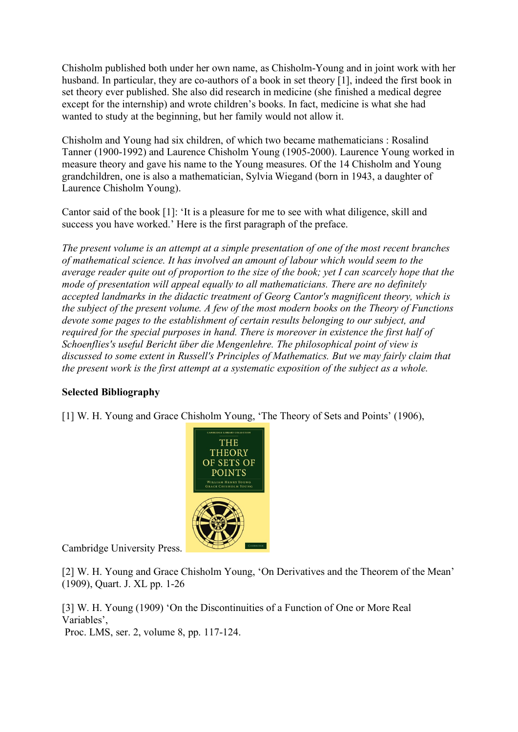Chisholm published both under her own name, as Chisholm-Young and in joint work with her husband. In particular, they are co-authors of a book in set theory [1], indeed the first book in set theory ever published. She also did research in medicine (she finished a medical degree except for the internship) and wrote children's books. In fact, medicine is what she had wanted to study at the beginning, but her family would not allow it.

Chisholm and Young had six children, of which two became mathematicians : Rosalind Tanner (1900-1992) and Laurence Chisholm Young (1905-2000). Laurence Young worked in measure theory and gave his name to the Young measures. Of the 14 Chisholm and Young grandchildren, one is also a mathematician, Sylvia Wiegand (born in 1943, a daughter of Laurence Chisholm Young).

Cantor said of the book [1]: 'It is a pleasure for me to see with what diligence, skill and success you have worked.' Here is the first paragraph of the preface.

*The present volume is an attempt at a simple presentation of one of the most recent branches of mathematical science. It has involved an amount of labour which would seem to the average reader quite out of proportion to the size of the book; yet I can scarcely hope that the mode of presentation will appeal equally to all mathematicians. There are no definitely accepted landmarks in the didactic treatment of Georg Cantor's magnificent theory, which is the subject of the present volume. A few of the most modern books on the Theory of Functions devote some pages to the establishment of certain results belonging to our subject, and required for the special purposes in hand. There is moreover in existence the first half of Schoenflies's useful Bericht über die Mengenlehre. The philosophical point of view is discussed to some extent in Russell's Principles of Mathematics. But we may fairly claim that the present work is the first attempt at a systematic exposition of the subject as a whole.*

**Selected Bibliography**

[1] W. H. Young and Grace Chisholm Young, 'The Theory of Sets and Points' (1906), Cambridge University Press.

[2] W. H. Young and Grace Chisholm Young, 'On Derivatives and the Theorem of the Mean' (1909), Quart. J. XL pp. 1-26

[3] W. H. Young (1909) 'On the Discontinuities of a Function of One or More Real Variables',
Proc. LMS, ser. 2, volume 8, pp. 117-124.